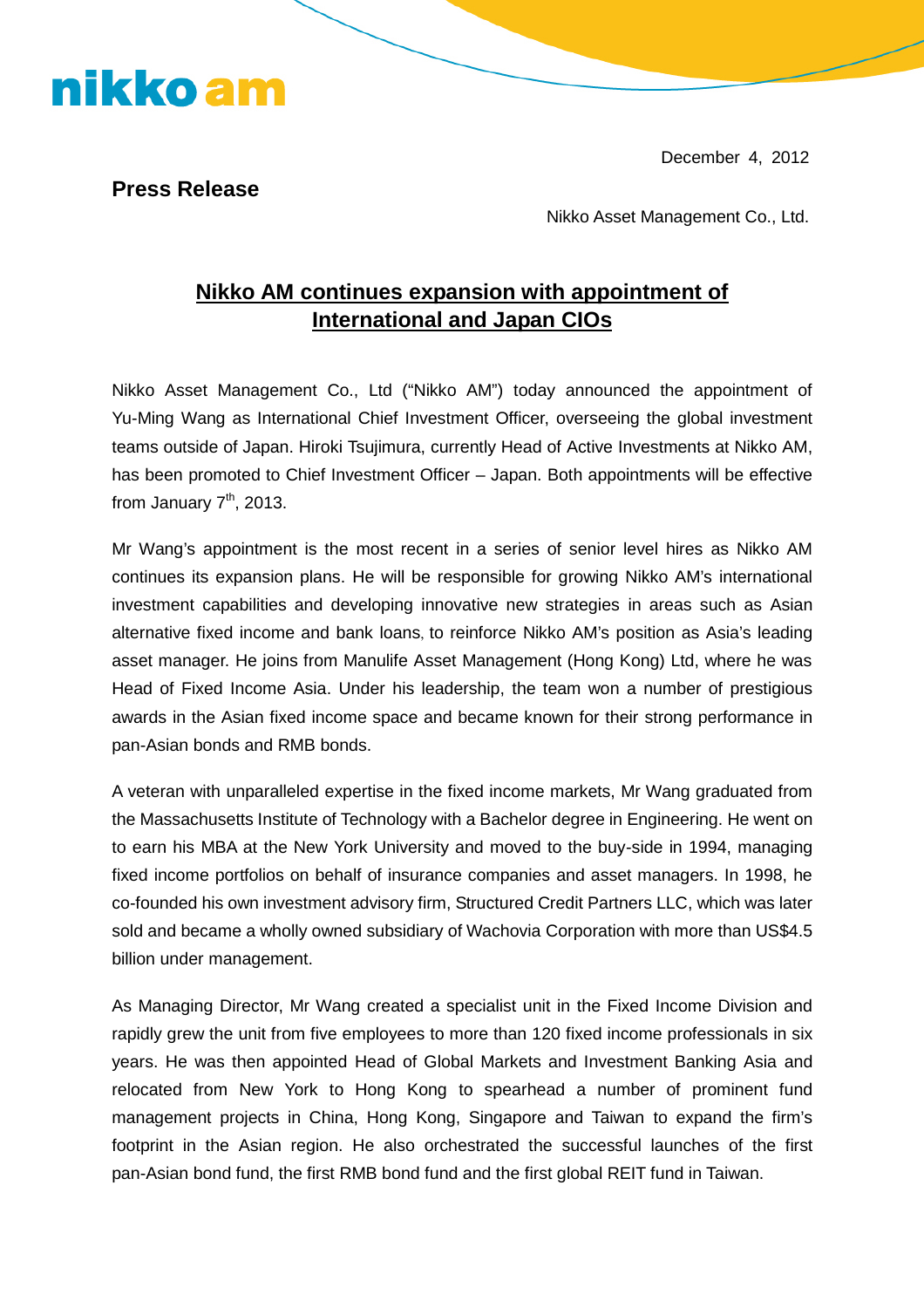nikko am

December 4, 2012

**Press Release**

Nikko Asset Management Co., Ltd.

# Nikko AM continues expansion with appointment of International and Japan CIOs

Nikko Asset Management Co., Ltd ("Nikko AM") today announced the appointment of Yu-Ming Wang as International Chief Investment Officer, overseeing the global investment teams outside of Japan. Hiroki Tsujimura, currently Head of Active Investments at Nikko AM, has been promoted to Chief Investment Officer – Japan. Both appointments will be effective from January 7th, 2013.

Mr Wang's appointment is the most recent in a series of senior level hires as Nikko AM continues its expansion plans. He will be responsible for growing Nikko AM's international investment capabilities and developing innovative new strategies in areas such as Asian alternative fixed income and bank loans, to reinforce Nikko AM's position as Asia's leading asset manager. He joins from Manulife Asset Management (Hong Kong) Ltd, where he was Head of Fixed Income Asia. Under his leadership, the team won a number of prestigious awards in the Asian fixed income space and became known for their strong performance in pan-Asian bonds and RMB bonds.

A veteran with unparalleled expertise in the fixed income markets, Mr Wang graduated from the Massachusetts Institute of Technology with a Bachelor degree in Engineering. He went on to earn his MBA at the New York University and moved to the buy-side in 1994, managing fixed income portfolios on behalf of insurance companies and asset managers. In 1998, he co-founded his own investment advisory firm, Structured Credit Partners LLC, which was later sold and became a wholly owned subsidiary of Wachovia Corporation with more than US$4.5 billion under management.

As Managing Director, Mr Wang created a specialist unit in the Fixed Income Division and rapidly grew the unit from five employees to more than 120 fixed income professionals in six years. He was then appointed Head of Global Markets and Investment Banking Asia and relocated from New York to Hong Kong to spearhead a number of prominent fund management projects in China, Hong Kong, Singapore and Taiwan to expand the firm's footprint in the Asian region. He also orchestrated the successful launches of the first pan-Asian bond fund, the first RMB bond fund and the first global REIT fund in Taiwan.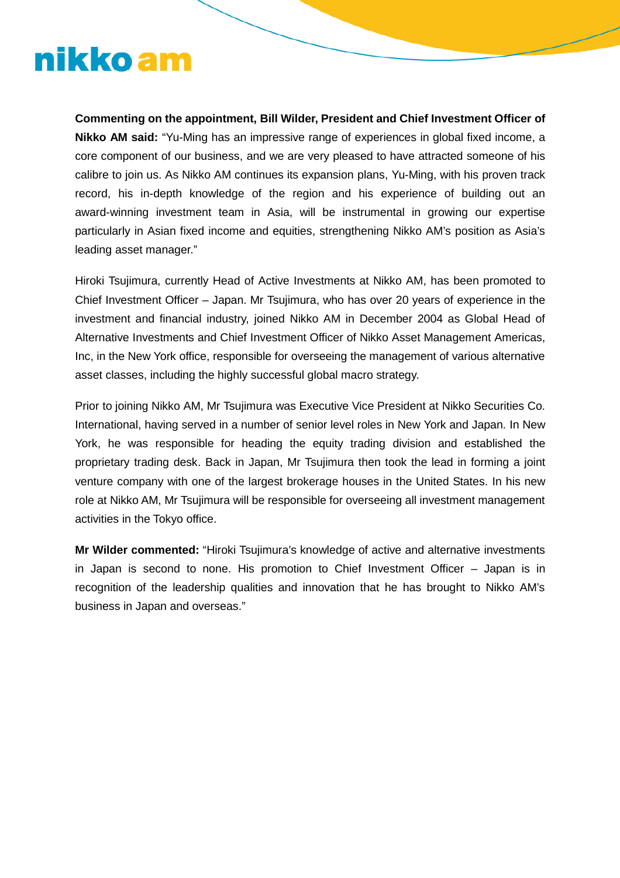**Commenting on the appointment, Bill Wilder, President and Chief Investment Officer of Nikko AM said:** "Yu-Ming has an impressive range of experiences in global fixed income, a core component of our business, and we are very pleased to have attracted someone of his calibre to join us. As Nikko AM continues its expansion plans, Yu-Ming, with his proven track record, his in-depth knowledge of the region and his experience of building out an award-winning investment team in Asia, will be instrumental in growing our expertise particularly in Asian fixed income and equities, strengthening Nikko AM's position as Asia's leading asset manager."

Hiroki Tsujimura, currently Head of Active Investments at Nikko AM, has been promoted to Chief Investment Officer – Japan. Mr Tsujimura, who has over 20 years of experience in the investment and financial industry, joined Nikko AM in December 2004 as Global Head of Alternative Investments and Chief Investment Officer of Nikko Asset Management Americas, Inc, in the New York office, responsible for overseeing the management of various alternative asset classes, including the highly successful global macro strategy.

Prior to joining Nikko AM, Mr Tsujimura was Executive Vice President at Nikko Securities Co. International, having served in a number of senior level roles in New York and Japan. In New York, he was responsible for heading the equity trading division and established the proprietary trading desk. Back in Japan, Mr Tsujimura then took the lead in forming a joint venture company with one of the largest brokerage houses in the United States. In his new role at Nikko AM, Mr Tsujimura will be responsible for overseeing all investment management activities in the Tokyo office.

**Mr Wilder commented:** "Hiroki Tsujimura's knowledge of active and alternative investments in Japan is second to none. His promotion to Chief Investment Officer – Japan is in recognition of the leadership qualities and innovation that he has brought to Nikko AM's business in Japan and overseas."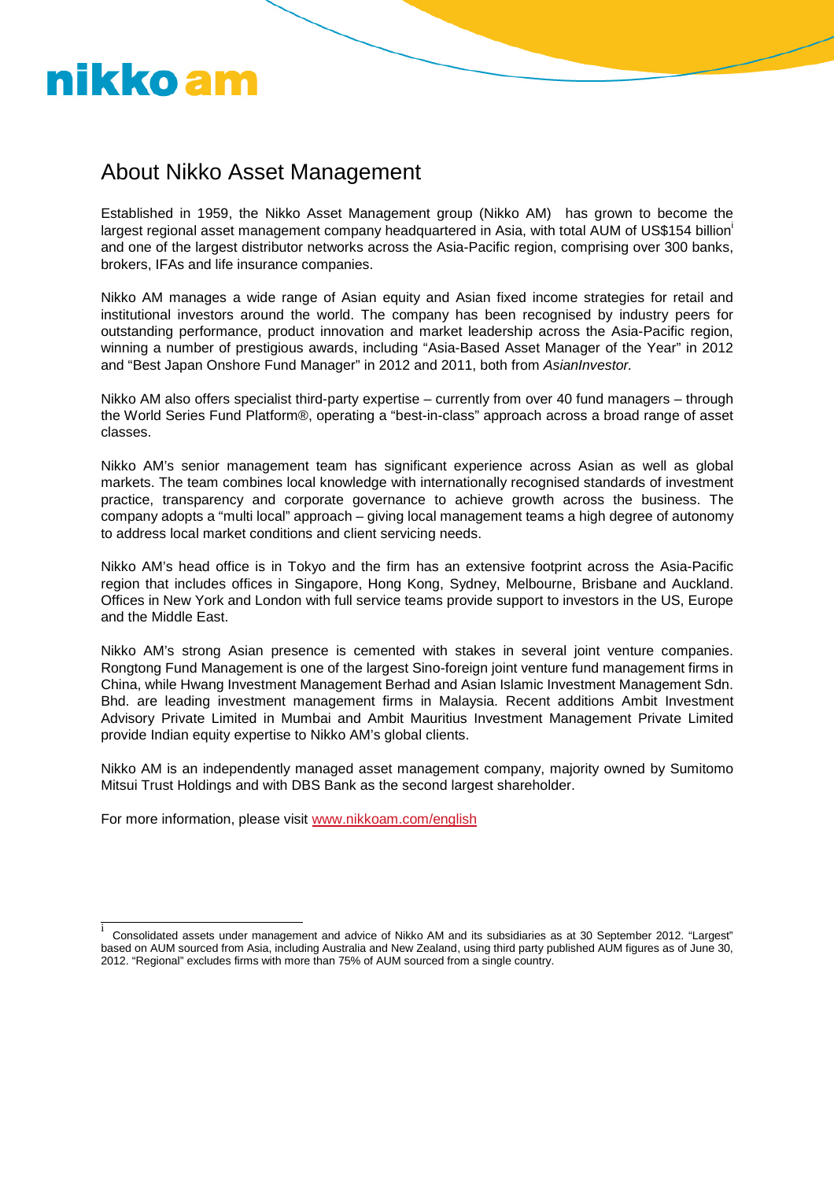nikko am

# About Nikko Asset Management

Established in 1959, the Nikko Asset Management group (Nikko AM) has grown to become the largest regional asset management company headquartered in Asia, with total AUM of US$154 billion[i] and one of the largest distributor networks across the Asia-Pacific region, comprising over 300 banks, brokers, IFAs and life insurance companies.

Nikko AM manages a wide range of Asian equity and Asian fixed income strategies for retail and institutional investors around the world. The company has been recognised by industry peers for outstanding performance, product innovation and market leadership across the Asia-Pacific region, winning a number of prestigious awards, including "Asia-Based Asset Manager of the Year" in 2012 and "Best Japan Onshore Fund Manager" in 2012 and 2011, both from *AsianInvestor.*

Nikko AM also offers specialist third-party expertise – currently from over 40 fund managers – through the World Series Fund Platform®, operating a "best-in-class" approach across a broad range of asset classes.

Nikko AM's senior management team has significant experience across Asian as well as global markets. The team combines local knowledge with internationally recognised standards of investment practice, transparency and corporate governance to achieve growth across the business. The company adopts a "multi local" approach – giving local management teams a high degree of autonomy to address local market conditions and client servicing needs.

Nikko AM's head office is in Tokyo and the firm has an extensive footprint across the Asia-Pacific region that includes offices in Singapore, Hong Kong, Sydney, Melbourne, Brisbane and Auckland. Offices in New York and London with full service teams provide support to investors in the US, Europe and the Middle East.

Nikko AM's strong Asian presence is cemented with stakes in several joint venture companies. Rongtong Fund Management is one of the largest Sino-foreign joint venture fund management firms in China, while Hwang Investment Management Berhad and Asian Islamic Investment Management Sdn. Bhd. are leading investment management firms in Malaysia. Recent additions Ambit Investment Advisory Private Limited in Mumbai and Ambit Mauritius Investment Management Private Limited provide Indian equity expertise to Nikko AM's global clients.

Nikko AM is an independently managed asset management company, majority owned by Sumitomo Mitsui Trust Holdings and with DBS Bank as the second largest shareholder.

For more information, please visit [www.nikkoam.com/english](www.nikkoam.com/english)

---

[i] Consolidated assets under management and advice of Nikko AM and its subsidiaries as at 30 September 2012. "Largest" based on AUM sourced from Asia, including Australia and New Zealand, using third party published AUM figures as of June 30, 2012. "Regional" excludes firms with more than 75% of AUM sourced from a single country.